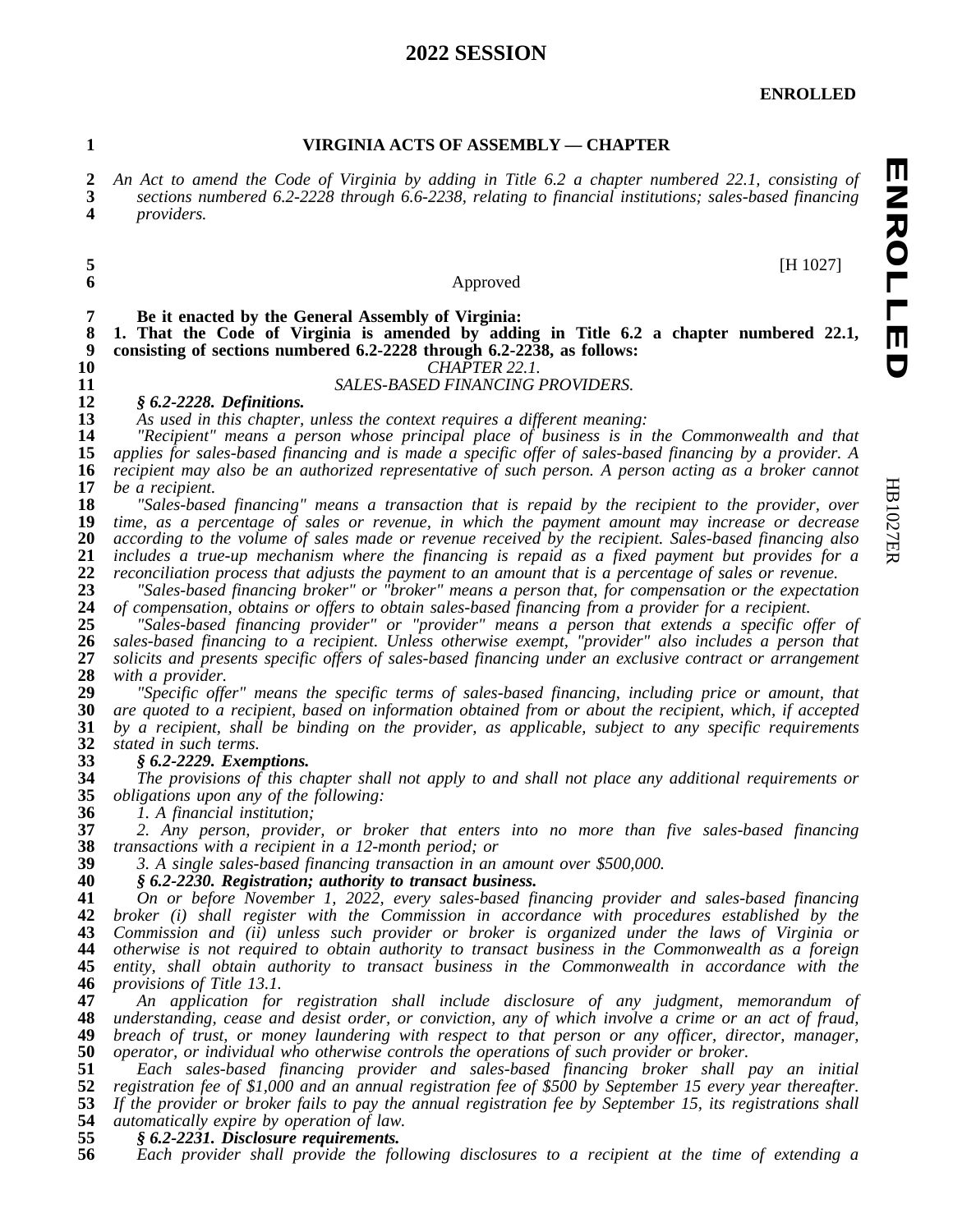# 2022 SESSION

**ENROLLED**

**VIRGINIA ACTS OF ASSEMBLY — CHAPTER**

*An Act to amend the Code of Virginia by adding in Title 6.2 a chapter numbered 22.1, consisting of sections numbered 6.2-2228 through 6.6-2238, relating to financial institutions; sales-based financing providers.*

[H 1027]

Approved

**Be it enacted by the General Assembly of Virginia:**

**1. That the Code of Virginia is amended by adding in Title 6.2 a chapter numbered 22.1, consisting of sections numbered 6.2-2228 through 6.2-2238, as follows:**

*CHAPTER 22.1.*

*SALES-BASED FINANCING PROVIDERS.*

***§ 6.2-2228. Definitions.***

*As used in this chapter, unless the context requires a different meaning:*

*"Recipient" means a person whose principal place of business is in the Commonwealth and that applies for sales-based financing and is made a specific offer of sales-based financing by a provider. A recipient may also be an authorized representative of such person. A person acting as a broker cannot be a recipient.*

*"Sales-based financing" means a transaction that is repaid by the recipient to the provider, over time, as a percentage of sales or revenue, in which the payment amount may increase or decrease according to the volume of sales made or revenue received by the recipient. Sales-based financing also includes a true-up mechanism where the financing is repaid as a fixed payment but provides for a reconciliation process that adjusts the payment to an amount that is a percentage of sales or revenue.*

*"Sales-based financing broker" or "broker" means a person that, for compensation or the expectation of compensation, obtains or offers to obtain sales-based financing from a provider for a recipient.*

*"Sales-based financing provider" or "provider" means a person that extends a specific offer of sales-based financing to a recipient. Unless otherwise exempt, "provider" also includes a person that solicits and presents specific offers of sales-based financing under an exclusive contract or arrangement with a provider.*

*"Specific offer" means the specific terms of sales-based financing, including price or amount, that are quoted to a recipient, based on information obtained from or about the recipient, which, if accepted by a recipient, shall be binding on the provider, as applicable, subject to any specific requirements stated in such terms.*

***§ 6.2-2229. Exemptions.***

*The provisions of this chapter shall not apply to and shall not place any additional requirements or obligations upon any of the following:*

*1. A financial institution;*

*2. Any person, provider, or broker that enters into no more than five sales-based financing transactions with a recipient in a 12-month period; or*

*3. A single sales-based financing transaction in an amount over $500,000.*

***§ 6.2-2230. Registration; authority to transact business.***

*On or before November 1, 2022, every sales-based financing provider and sales-based financing broker (i) shall register with the Commission in accordance with procedures established by the Commission and (ii) unless such provider or broker is organized under the laws of Virginia or otherwise is not required to obtain authority to transact business in the Commonwealth as a foreign entity, shall obtain authority to transact business in the Commonwealth in accordance with the provisions of Title 13.1.*

*An application for registration shall include disclosure of any judgment, memorandum of understanding, cease and desist order, or conviction, any of which involve a crime or an act of fraud, breach of trust, or money laundering with respect to that person or any officer, director, manager, operator, or individual who otherwise controls the operations of such provider or broker.*

*Each sales-based financing provider and sales-based financing broker shall pay an initial registration fee of $1,000 and an annual registration fee of $500 by September 15 every year thereafter. If the provider or broker fails to pay the annual registration fee by September 15, its registrations shall automatically expire by operation of law.*

***§ 6.2-2231. Disclosure requirements.***

*Each provider shall provide the following disclosures to a recipient at the time of extending a*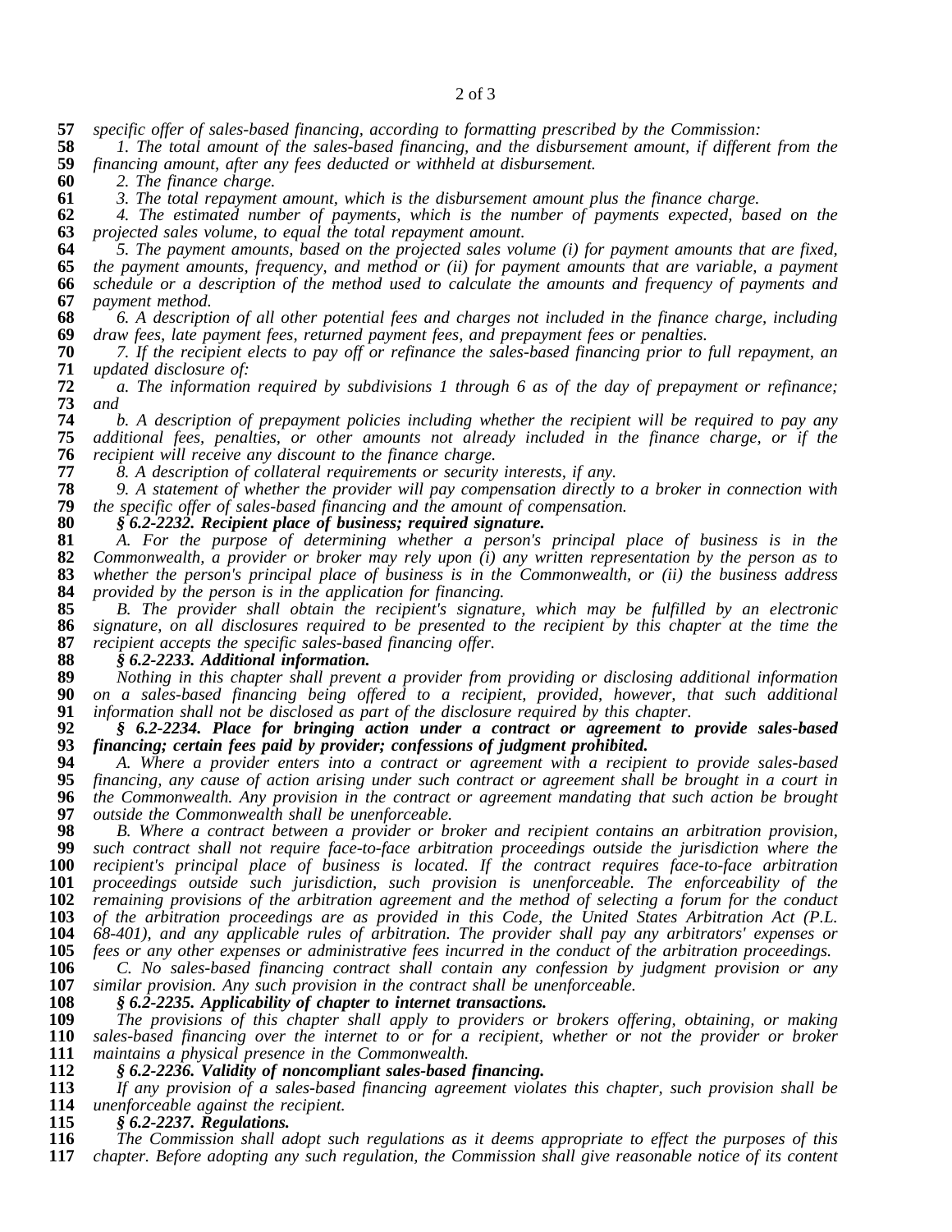*specific offer of sales-based financing, according to formatting prescribed by the Commission:*

*1. The total amount of the sales-based financing, and the disbursement amount, if different from the financing amount, after any fees deducted or withheld at disbursement.*

*2. The finance charge.*

*3. The total repayment amount, which is the disbursement amount plus the finance charge.*

*4. The estimated number of payments, which is the number of payments expected, based on the projected sales volume, to equal the total repayment amount.*

*5. The payment amounts, based on the projected sales volume (i) for payment amounts that are fixed, the payment amounts, frequency, and method or (ii) for payment amounts that are variable, a payment schedule or a description of the method used to calculate the amounts and frequency of payments and payment method.*

*6. A description of all other potential fees and charges not included in the finance charge, including draw fees, late payment fees, returned payment fees, and prepayment fees or penalties.*

*7. If the recipient elects to pay off or refinance the sales-based financing prior to full repayment, an updated disclosure of:*

*a. The information required by subdivisions 1 through 6 as of the day of prepayment or refinance; and*

*b. A description of prepayment policies including whether the recipient will be required to pay any additional fees, penalties, or other amounts not already included in the finance charge, or if the recipient will receive any discount to the finance charge.*

*8. A description of collateral requirements or security interests, if any.*

*9. A statement of whether the provider will pay compensation directly to a broker in connection with the specific offer of sales-based financing and the amount of compensation.*

***§ 6.2-2232. Recipient place of business; required signature.***

*A. For the purpose of determining whether a person's principal place of business is in the Commonwealth, a provider or broker may rely upon (i) any written representation by the person as to whether the person's principal place of business is in the Commonwealth, or (ii) the business address provided by the person is in the application for financing.*

*B. The provider shall obtain the recipient's signature, which may be fulfilled by an electronic signature, on all disclosures required to be presented to the recipient by this chapter at the time the recipient accepts the specific sales-based financing offer.*

***§ 6.2-2233. Additional information.***

*Nothing in this chapter shall prevent a provider from providing or disclosing additional information on a sales-based financing being offered to a recipient, provided, however, that such additional information shall not be disclosed as part of the disclosure required by this chapter.*

***§ 6.2-2234. Place for bringing action under a contract or agreement to provide sales-based financing; certain fees paid by provider; confessions of judgment prohibited.***

*A. Where a provider enters into a contract or agreement with a recipient to provide sales-based financing, any cause of action arising under such contract or agreement shall be brought in a court in the Commonwealth. Any provision in the contract or agreement mandating that such action be brought outside the Commonwealth shall be unenforceable.*

*B. Where a contract between a provider or broker and recipient contains an arbitration provision, such contract shall not require face-to-face arbitration proceedings outside the jurisdiction where the recipient's principal place of business is located. If the contract requires face-to-face arbitration proceedings outside such jurisdiction, such provision is unenforceable. The enforceability of the remaining provisions of the arbitration agreement and the method of selecting a forum for the conduct of the arbitration proceedings are as provided in this Code, the United States Arbitration Act (P.L. 68-401), and any applicable rules of arbitration. The provider shall pay any arbitrators' expenses or fees or any other expenses or administrative fees incurred in the conduct of the arbitration proceedings.*

*C. No sales-based financing contract shall contain any confession by judgment provision or any similar provision. Any such provision in the contract shall be unenforceable.*

***§ 6.2-2235. Applicability of chapter to internet transactions.***

*The provisions of this chapter shall apply to providers or brokers offering, obtaining, or making sales-based financing over the internet to or for a recipient, whether or not the provider or broker maintains a physical presence in the Commonwealth.*

***§ 6.2-2236. Validity of noncompliant sales-based financing.***

*If any provision of a sales-based financing agreement violates this chapter, such provision shall be unenforceable against the recipient.*

***§ 6.2-2237. Regulations.***

*The Commission shall adopt such regulations as it deems appropriate to effect the purposes of this chapter. Before adopting any such regulation, the Commission shall give reasonable notice of its content*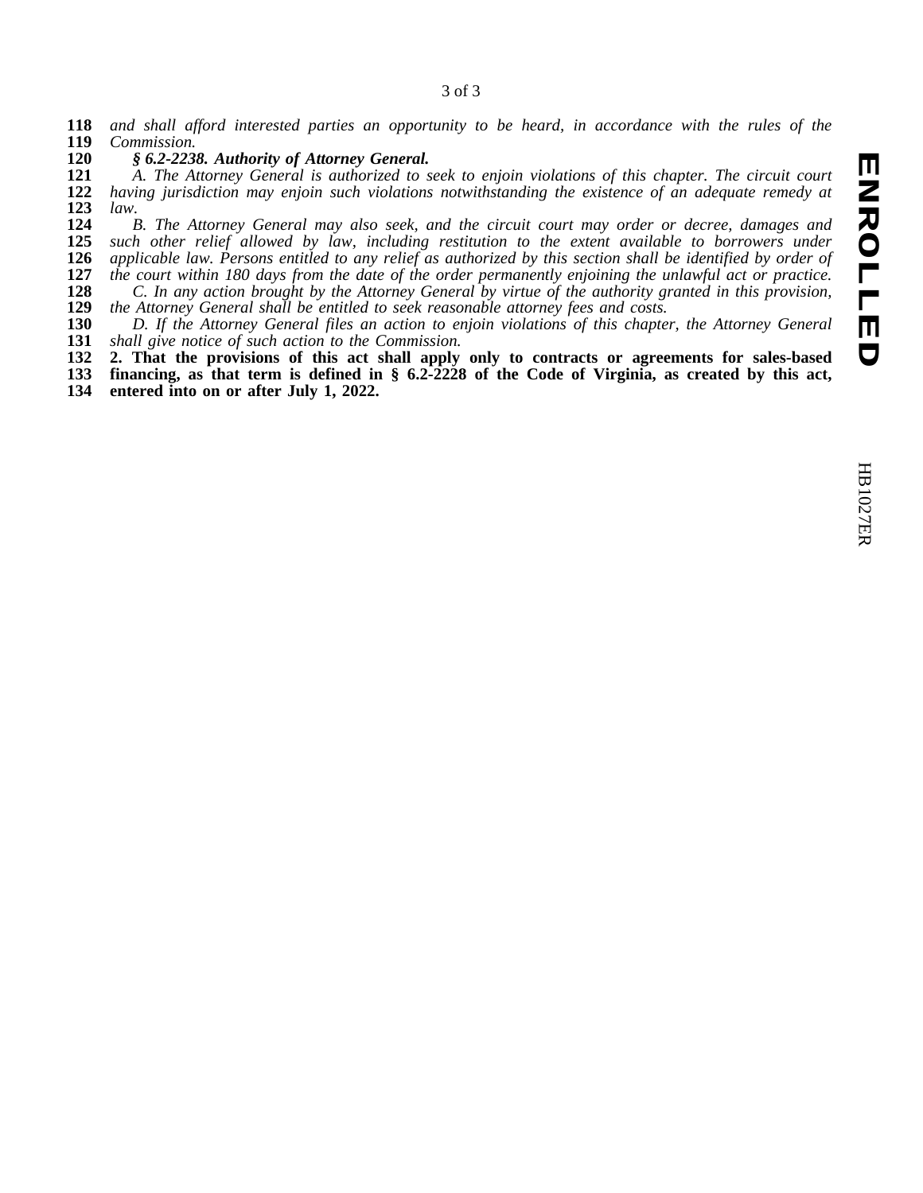*and shall afford interested parties an opportunity to be heard, in accordance with the rules of the Commission.*

***§ 6.2-2238. Authority of Attorney General.***

*A. The Attorney General is authorized to seek to enjoin violations of this chapter. The circuit court having jurisdiction may enjoin such violations notwithstanding the existence of an adequate remedy at law.*

*B. The Attorney General may also seek, and the circuit court may order or decree, damages and such other relief allowed by law, including restitution to the extent available to borrowers under applicable law. Persons entitled to any relief as authorized by this section shall be identified by order of the court within 180 days from the date of the order permanently enjoining the unlawful act or practice.*

*C. In any action brought by the Attorney General by virtue of the authority granted in this provision, the Attorney General shall be entitled to seek reasonable attorney fees and costs.*

*D. If the Attorney General files an action to enjoin violations of this chapter, the Attorney General shall give notice of such action to the Commission.*

**2. That the provisions of this act shall apply only to contracts or agreements for sales-based financing, as that term is defined in § 6.2-2228 of the Code of Virginia, as created by this act, entered into on or after July 1, 2022.**